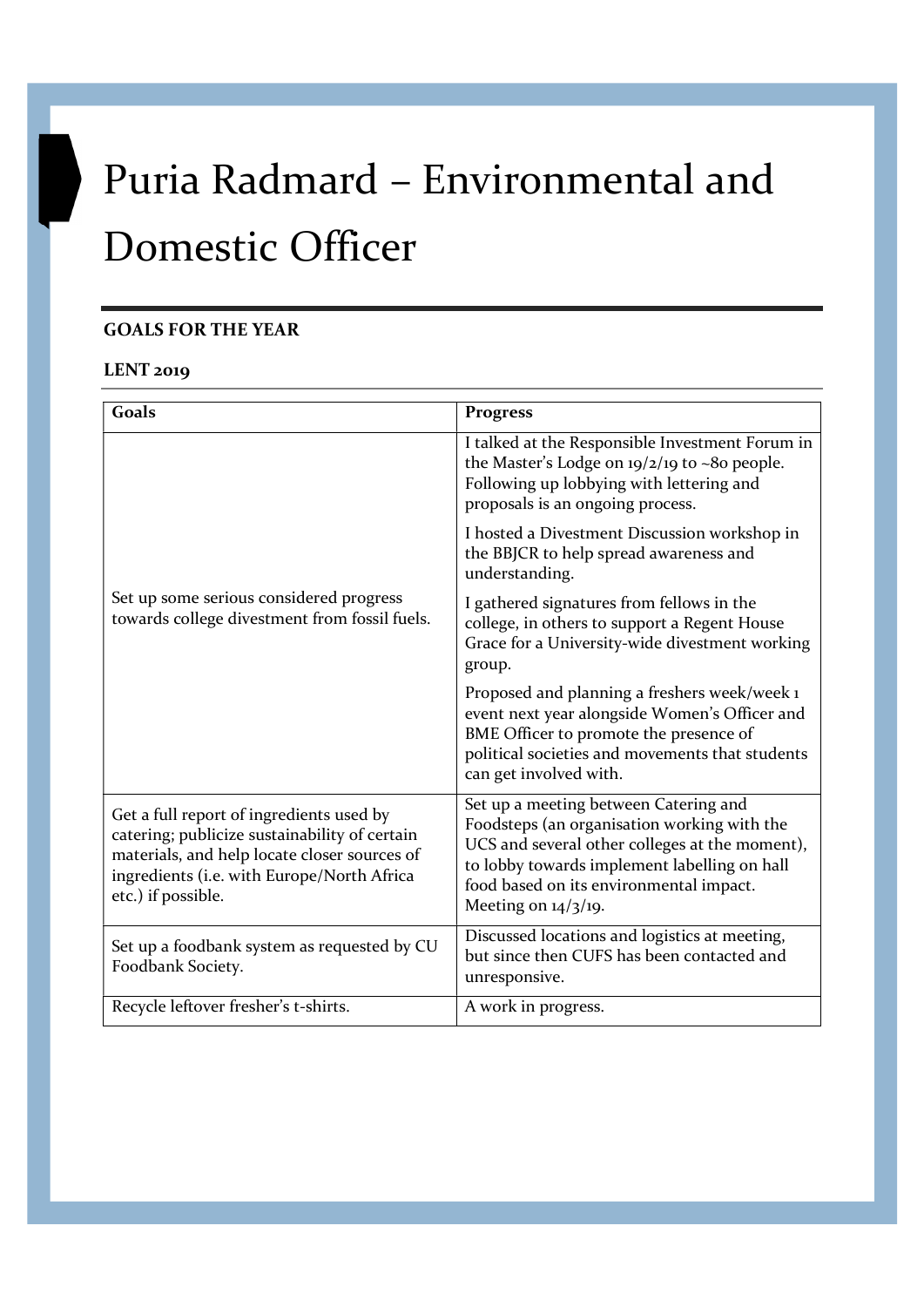# Puria Radmard – Environmental and Domestic Officer

**GOALS FOR THE YEAR**

**LENT 2019**

| Goals | Progress |
|---|---|
| Set up some serious considered progress towards college divestment from fossil fuels. | I talked at the Responsible Investment Forum in the Master's Lodge on 19/2/19 to ~80 people. Following up lobbying with lettering and proposals is an ongoing process.<br><br>I hosted a Divestment Discussion workshop in the BBJCR to help spread awareness and understanding.<br><br>I gathered signatures from fellows in the college, in others to support a Regent House Grace for a University-wide divestment working group.<br><br>Proposed and planning a freshers week/week 1 event next year alongside Women's Officer and BME Officer to promote the presence of political societies and movements that students can get involved with. |
| Get a full report of ingredients used by catering; publicize sustainability of certain materials, and help locate closer sources of ingredients (i.e. with Europe/North Africa etc.) if possible. | Set up a meeting between Catering and Foodsteps (an organisation working with the UCS and several other colleges at the moment), to lobby towards implement labelling on hall food based on its environmental impact. Meeting on 14/3/19. |
| Set up a foodbank system as requested by CU Foodbank Society. | Discussed locations and logistics at meeting, but since then CUFS has been contacted and unresponsive. |
| Recycle leftover fresher's t-shirts. | A work in progress. |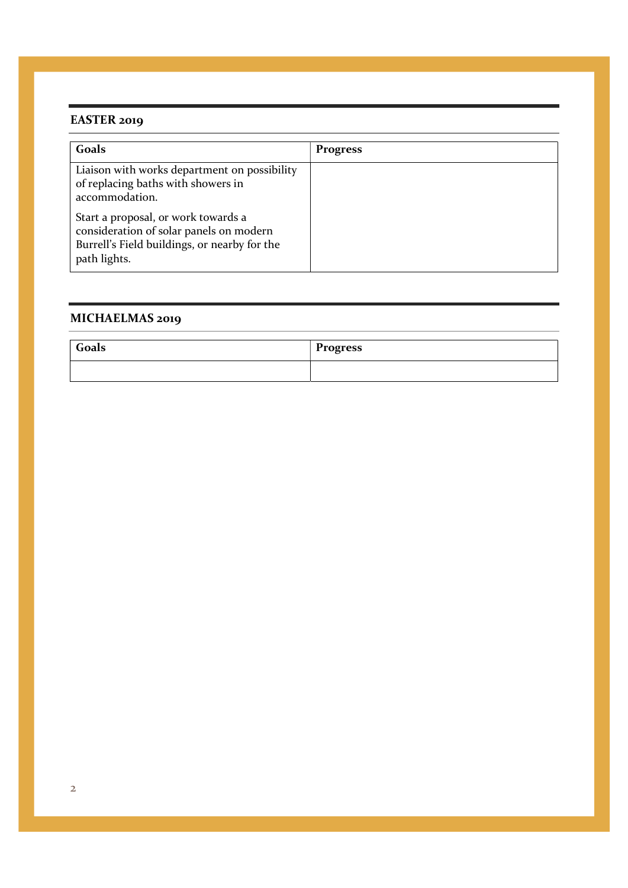## EASTER 2019

| Goals | Progress |
| --- | --- |
| Liaison with works department on possibility of replacing baths with showers in accommodation.<br><br>Start a proposal, or work towards a consideration of solar panels on modern Burrell's Field buildings, or nearby for the path lights. | |

## MICHAELMAS 2019

| Goals | Progress |
| --- | --- |
| | |